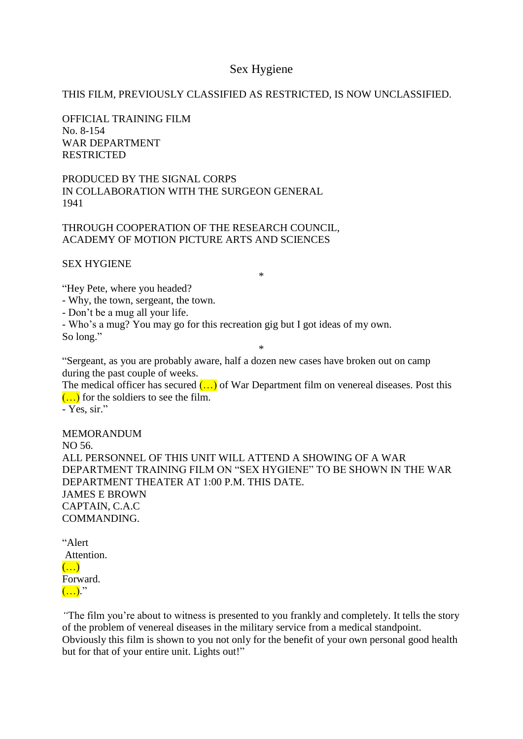# Sex Hygiene

THIS FILM, PREVIOUSLY CLASSIFIED AS RESTRICTED, IS NOW UNCLASSIFIED.

OFFICIAL TRAINING FILM
No. 8-154
WAR DEPARTMENT
RESTRICTED

PRODUCED BY THE SIGNAL CORPS
IN COLLABORATION WITH THE SURGEON GENERAL
1941

THROUGH COOPERATION OF THE RESEARCH COUNCIL,
ACADEMY OF MOTION PICTURE ARTS AND SCIENCES

SEX HYGIENE

*

"Hey Pete, where you headed?
- Why, the town, sergeant, the town.
- Don't be a mug all your life.
- Who's a mug? You may go for this recreation gig but I got ideas of my own.
So long."

*

"Sergeant, as you are probably aware, half a dozen new cases have broken out on camp during the past couple of weeks.
The medical officer has secured (…) of War Department film on venereal diseases. Post this (…) for the soldiers to see the film.
- Yes, sir."

MEMORANDUM
NO 56.
ALL PERSONNEL OF THIS UNIT WILL ATTEND A SHOWING OF A WAR DEPARTMENT TRAINING FILM ON "SEX HYGIENE" TO BE SHOWN IN THE WAR DEPARTMENT THEATER AT 1:00 P.M. THIS DATE.
JAMES E BROWN
CAPTAIN, C.A.C
COMMANDING.

"Alert
Attention.
(…)
Forward.
(…)."

"The film you're about to witness is presented to you frankly and completely. It tells the story of the problem of venereal diseases in the military service from a medical standpoint. Obviously this film is shown to you not only for the benefit of your own personal good health but for that of your entire unit. Lights out!"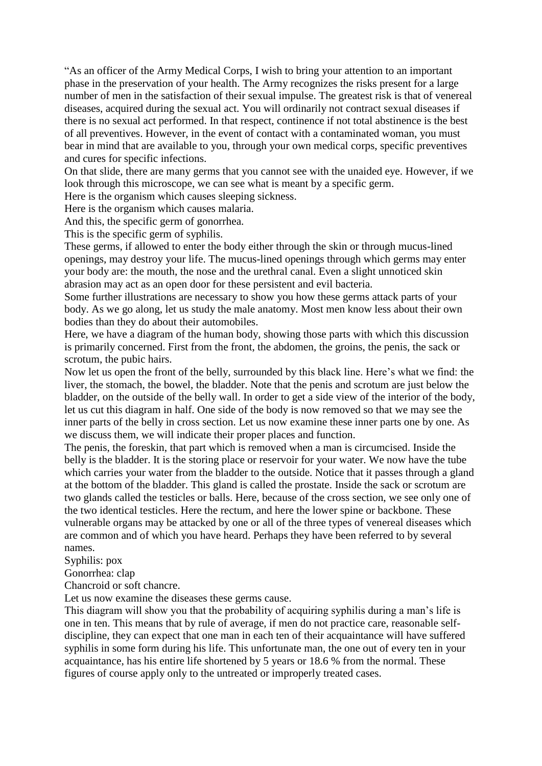“As an officer of the Army Medical Corps, I wish to bring your attention to an important phase in the preservation of your health. The Army recognizes the risks present for a large number of men in the satisfaction of their sexual impulse. The greatest risk is that of venereal diseases, acquired during the sexual act. You will ordinarily not contract sexual diseases if there is no sexual act performed. In that respect, continence if not total abstinence is the best of all preventives. However, in the event of contact with a contaminated woman, you must bear in mind that are available to you, through your own medical corps, specific preventives and cures for specific infections.

On that slide, there are many germs that you cannot see with the unaided eye. However, if we look through this microscope, we can see what is meant by a specific germ.

Here is the organism which causes sleeping sickness.

Here is the organism which causes malaria.

And this, the specific germ of gonorrhea.

This is the specific germ of syphilis.

These germs, if allowed to enter the body either through the skin or through mucus-lined openings, may destroy your life. The mucus-lined openings through which germs may enter your body are: the mouth, the nose and the urethral canal. Even a slight unnoticed skin abrasion may act as an open door for these persistent and evil bacteria.

Some further illustrations are necessary to show you how these germs attack parts of your body. As we go along, let us study the male anatomy. Most men know less about their own bodies than they do about their automobiles.

Here, we have a diagram of the human body, showing those parts with which this discussion is primarily concerned. First from the front, the abdomen, the groins, the penis, the sack or scrotum, the pubic hairs.

Now let us open the front of the belly, surrounded by this black line. Here’s what we find: the liver, the stomach, the bowel, the bladder. Note that the penis and scrotum are just below the bladder, on the outside of the belly wall. In order to get a side view of the interior of the body, let us cut this diagram in half. One side of the body is now removed so that we may see the inner parts of the belly in cross section. Let us now examine these inner parts one by one. As we discuss them, we will indicate their proper places and function.

The penis, the foreskin, that part which is removed when a man is circumcised. Inside the belly is the bladder. It is the storing place or reservoir for your water. We now have the tube which carries your water from the bladder to the outside. Notice that it passes through a gland at the bottom of the bladder. This gland is called the prostate. Inside the sack or scrotum are two glands called the testicles or balls. Here, because of the cross section, we see only one of the two identical testicles. Here the rectum, and here the lower spine or backbone. These vulnerable organs may be attacked by one or all of the three types of venereal diseases which are common and of which you have heard. Perhaps they have been referred to by several names.

Syphilis: pox

Gonorrhea: clap

Chancroid or soft chancre.

Let us now examine the diseases these germs cause.

This diagram will show you that the probability of acquiring syphilis during a man’s life is one in ten. This means that by rule of average, if men do not practice care, reasonable self-discipline, they can expect that one man in each ten of their acquaintance will have suffered syphilis in some form during his life. This unfortunate man, the one out of every ten in your acquaintance, has his entire life shortened by 5 years or 18.6 % from the normal. These figures of course apply only to the untreated or improperly treated cases.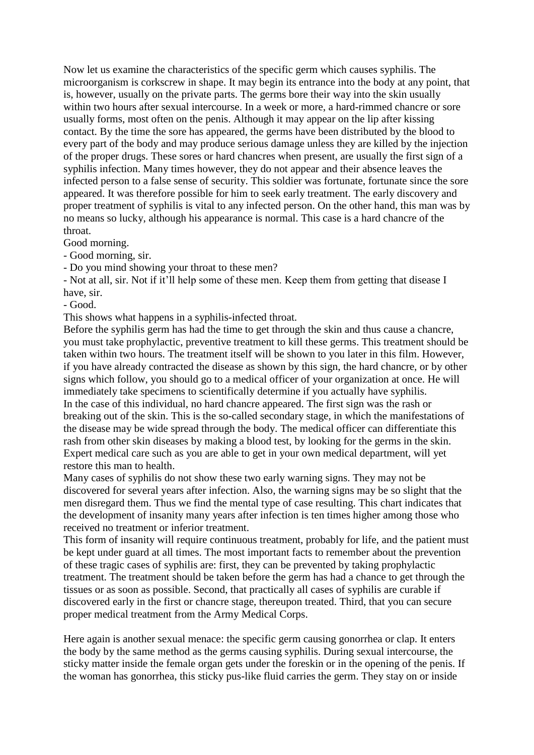Now let us examine the characteristics of the specific germ which causes syphilis. The microorganism is corkscrew in shape. It may begin its entrance into the body at any point, that is, however, usually on the private parts. The germs bore their way into the skin usually within two hours after sexual intercourse. In a week or more, a hard-rimmed chancre or sore usually forms, most often on the penis. Although it may appear on the lip after kissing contact. By the time the sore has appeared, the germs have been distributed by the blood to every part of the body and may produce serious damage unless they are killed by the injection of the proper drugs. These sores or hard chancres when present, are usually the first sign of a syphilis infection. Many times however, they do not appear and their absence leaves the infected person to a false sense of security. This soldier was fortunate, fortunate since the sore appeared. It was therefore possible for him to seek early treatment. The early discovery and proper treatment of syphilis is vital to any infected person. On the other hand, this man was by no means so lucky, although his appearance is normal. This case is a hard chancre of the throat.

Good morning.

- Good morning, sir.
- Do you mind showing your throat to these men?
- Not at all, sir. Not if it'll help some of these men. Keep them from getting that disease I have, sir.
- Good.

This shows what happens in a syphilis-infected throat.

Before the syphilis germ has had the time to get through the skin and thus cause a chancre, you must take prophylactic, preventive treatment to kill these germs. This treatment should be taken within two hours. The treatment itself will be shown to you later in this film. However, if you have already contracted the disease as shown by this sign, the hard chancre, or by other signs which follow, you should go to a medical officer of your organization at once. He will immediately take specimens to scientifically determine if you actually have syphilis.

In the case of this individual, no hard chancre appeared. The first sign was the rash or breaking out of the skin. This is the so-called secondary stage, in which the manifestations of the disease may be wide spread through the body. The medical officer can differentiate this rash from other skin diseases by making a blood test, by looking for the germs in the skin. Expert medical care such as you are able to get in your own medical department, will yet restore this man to health.

Many cases of syphilis do not show these two early warning signs. They may not be discovered for several years after infection. Also, the warning signs may be so slight that the men disregard them. Thus we find the mental type of case resulting. This chart indicates that the development of insanity many years after infection is ten times higher among those who received no treatment or inferior treatment.

This form of insanity will require continuous treatment, probably for life, and the patient must be kept under guard at all times. The most important facts to remember about the prevention of these tragic cases of syphilis are: first, they can be prevented by taking prophylactic treatment. The treatment should be taken before the germ has had a chance to get through the tissues or as soon as possible. Second, that practically all cases of syphilis are curable if discovered early in the first or chancre stage, thereupon treated. Third, that you can secure proper medical treatment from the Army Medical Corps.

Here again is another sexual menace: the specific germ causing gonorrhea or clap. It enters the body by the same method as the germs causing syphilis. During sexual intercourse, the sticky matter inside the female organ gets under the foreskin or in the opening of the penis. If the woman has gonorrhea, this sticky pus-like fluid carries the germ. They stay on or inside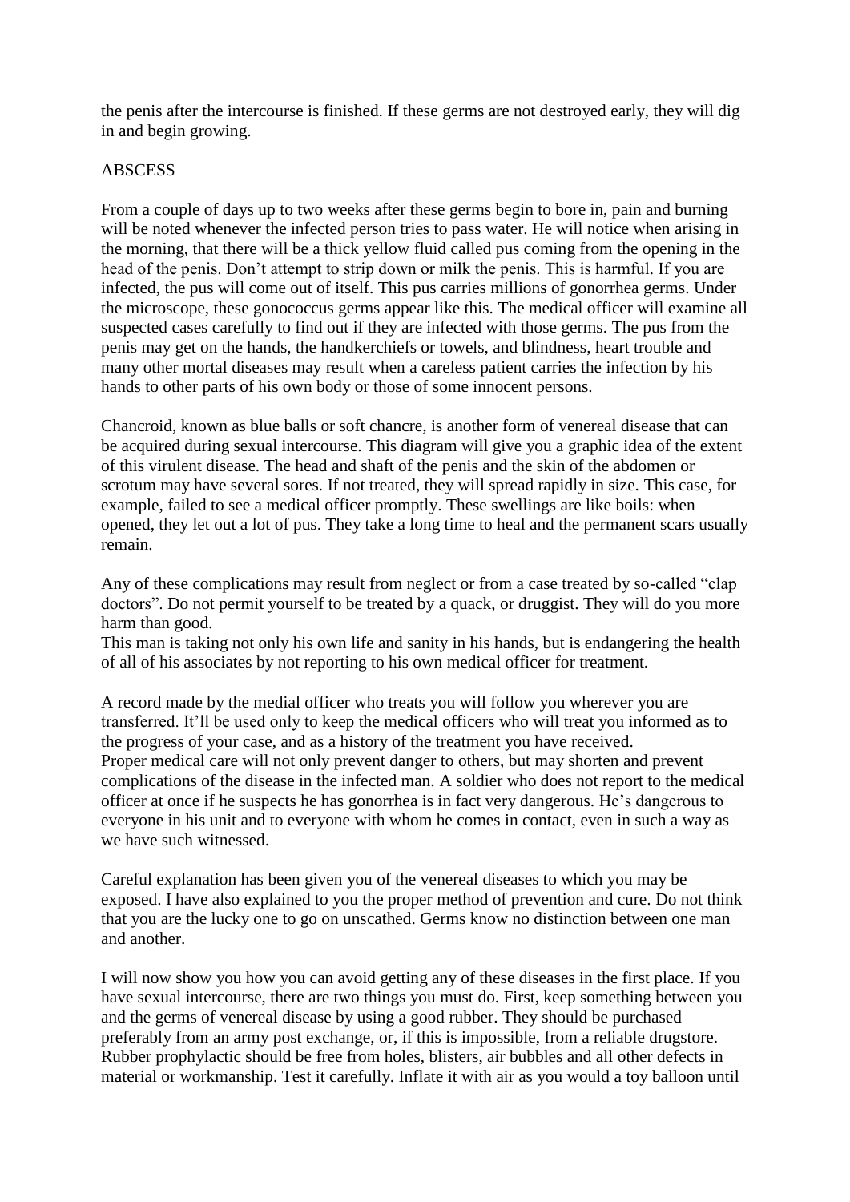the penis after the intercourse is finished. If these germs are not destroyed early, they will dig in and begin growing.

ABSCESS

From a couple of days up to two weeks after these germs begin to bore in, pain and burning will be noted whenever the infected person tries to pass water. He will notice when arising in the morning, that there will be a thick yellow fluid called pus coming from the opening in the head of the penis. Don't attempt to strip down or milk the penis. This is harmful. If you are infected, the pus will come out of itself. This pus carries millions of gonorrhea germs. Under the microscope, these gonococcus germs appear like this. The medical officer will examine all suspected cases carefully to find out if they are infected with those germs. The pus from the penis may get on the hands, the handkerchiefs or towels, and blindness, heart trouble and many other mortal diseases may result when a careless patient carries the infection by his hands to other parts of his own body or those of some innocent persons.

Chancroid, known as blue balls or soft chancre, is another form of venereal disease that can be acquired during sexual intercourse. This diagram will give you a graphic idea of the extent of this virulent disease. The head and shaft of the penis and the skin of the abdomen or scrotum may have several sores. If not treated, they will spread rapidly in size. This case, for example, failed to see a medical officer promptly. These swellings are like boils: when opened, they let out a lot of pus. They take a long time to heal and the permanent scars usually remain.

Any of these complications may result from neglect or from a case treated by so-called "clap doctors". Do not permit yourself to be treated by a quack, or druggist. They will do you more harm than good.
This man is taking not only his own life and sanity in his hands, but is endangering the health of all of his associates by not reporting to his own medical officer for treatment.

A record made by the medial officer who treats you will follow you wherever you are transferred. It'll be used only to keep the medical officers who will treat you informed as to the progress of your case, and as a history of the treatment you have received.
Proper medical care will not only prevent danger to others, but may shorten and prevent complications of the disease in the infected man. A soldier who does not report to the medical officer at once if he suspects he has gonorrhea is in fact very dangerous. He's dangerous to everyone in his unit and to everyone with whom he comes in contact, even in such a way as we have such witnessed.

Careful explanation has been given you of the venereal diseases to which you may be exposed. I have also explained to you the proper method of prevention and cure. Do not think that you are the lucky one to go on unscathed. Germs know no distinction between one man and another.

I will now show you how you can avoid getting any of these diseases in the first place. If you have sexual intercourse, there are two things you must do. First, keep something between you and the germs of venereal disease by using a good rubber. They should be purchased preferably from an army post exchange, or, if this is impossible, from a reliable drugstore. Rubber prophylactic should be free from holes, blisters, air bubbles and all other defects in material or workmanship. Test it carefully. Inflate it with air as you would a toy balloon until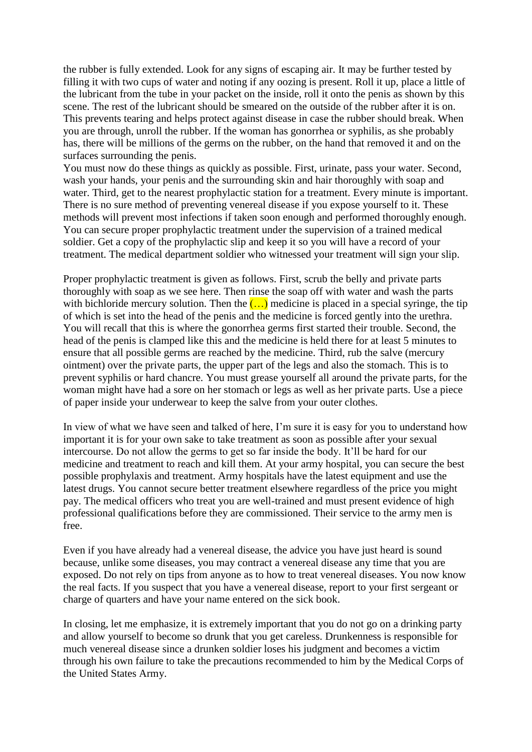the rubber is fully extended. Look for any signs of escaping air. It may be further tested by filling it with two cups of water and noting if any oozing is present. Roll it up, place a little of the lubricant from the tube in your packet on the inside, roll it onto the penis as shown by this scene. The rest of the lubricant should be smeared on the outside of the rubber after it is on. This prevents tearing and helps protect against disease in case the rubber should break. When you are through, unroll the rubber. If the woman has gonorrhea or syphilis, as she probably has, there will be millions of the germs on the rubber, on the hand that removed it and on the surfaces surrounding the penis.
You must now do these things as quickly as possible. First, urinate, pass your water. Second, wash your hands, your penis and the surrounding skin and hair thoroughly with soap and water. Third, get to the nearest prophylactic station for a treatment. Every minute is important. There is no sure method of preventing venereal disease if you expose yourself to it. These methods will prevent most infections if taken soon enough and performed thoroughly enough. You can secure proper prophylactic treatment under the supervision of a trained medical soldier. Get a copy of the prophylactic slip and keep it so you will have a record of your treatment. The medical department soldier who witnessed your treatment will sign your slip.

Proper prophylactic treatment is given as follows. First, scrub the belly and private parts thoroughly with soap as we see here. Then rinse the soap off with water and wash the parts with bichloride mercury solution. Then the (…) medicine is placed in a special syringe, the tip of which is set into the head of the penis and the medicine is forced gently into the urethra. You will recall that this is where the gonorrhea germs first started their trouble. Second, the head of the penis is clamped like this and the medicine is held there for at least 5 minutes to ensure that all possible germs are reached by the medicine. Third, rub the salve (mercury ointment) over the private parts, the upper part of the legs and also the stomach. This is to prevent syphilis or hard chancre. You must grease yourself all around the private parts, for the woman might have had a sore on her stomach or legs as well as her private parts. Use a piece of paper inside your underwear to keep the salve from your outer clothes.

In view of what we have seen and talked of here, I'm sure it is easy for you to understand how important it is for your own sake to take treatment as soon as possible after your sexual intercourse. Do not allow the germs to get so far inside the body. It'll be hard for our medicine and treatment to reach and kill them. At your army hospital, you can secure the best possible prophylaxis and treatment. Army hospitals have the latest equipment and use the latest drugs. You cannot secure better treatment elsewhere regardless of the price you might pay. The medical officers who treat you are well-trained and must present evidence of high professional qualifications before they are commissioned. Their service to the army men is free.

Even if you have already had a venereal disease, the advice you have just heard is sound because, unlike some diseases, you may contract a venereal disease any time that you are exposed. Do not rely on tips from anyone as to how to treat venereal diseases. You now know the real facts. If you suspect that you have a venereal disease, report to your first sergeant or charge of quarters and have your name entered on the sick book.

In closing, let me emphasize, it is extremely important that you do not go on a drinking party and allow yourself to become so drunk that you get careless. Drunkenness is responsible for much venereal disease since a drunken soldier loses his judgment and becomes a victim through his own failure to take the precautions recommended to him by the Medical Corps of the United States Army.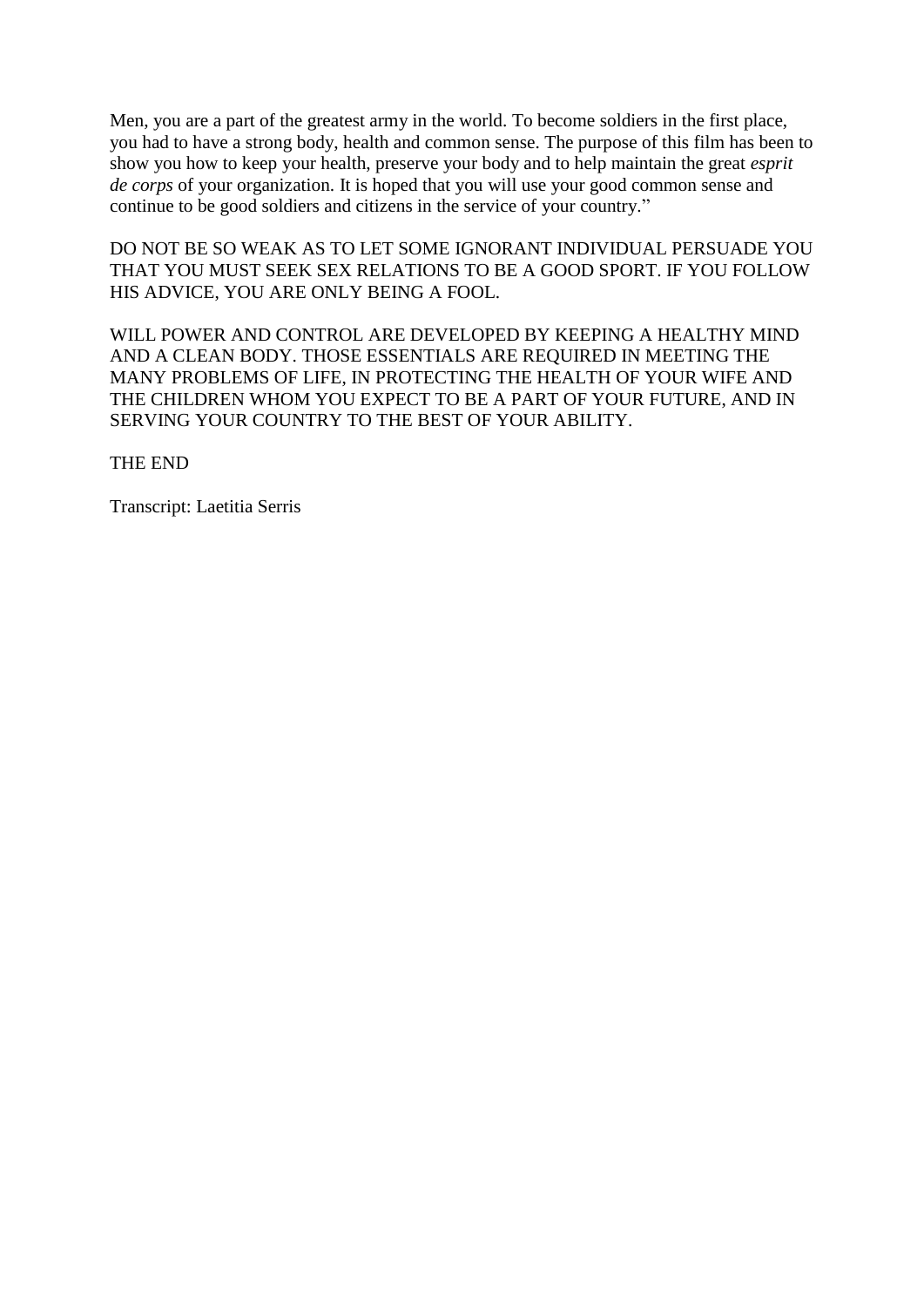Men, you are a part of the greatest army in the world. To become soldiers in the first place, you had to have a strong body, health and common sense. The purpose of this film has been to show you how to keep your health, preserve your body and to help maintain the great *esprit de corps* of your organization. It is hoped that you will use your good common sense and continue to be good soldiers and citizens in the service of your country."

DO NOT BE SO WEAK AS TO LET SOME IGNORANT INDIVIDUAL PERSUADE YOU THAT YOU MUST SEEK SEX RELATIONS TO BE A GOOD SPORT. IF YOU FOLLOW HIS ADVICE, YOU ARE ONLY BEING A FOOL.

WILL POWER AND CONTROL ARE DEVELOPED BY KEEPING A HEALTHY MIND AND A CLEAN BODY. THOSE ESSENTIALS ARE REQUIRED IN MEETING THE MANY PROBLEMS OF LIFE, IN PROTECTING THE HEALTH OF YOUR WIFE AND THE CHILDREN WHOM YOU EXPECT TO BE A PART OF YOUR FUTURE, AND IN SERVING YOUR COUNTRY TO THE BEST OF YOUR ABILITY.

THE END

Transcript: Laetitia Serris